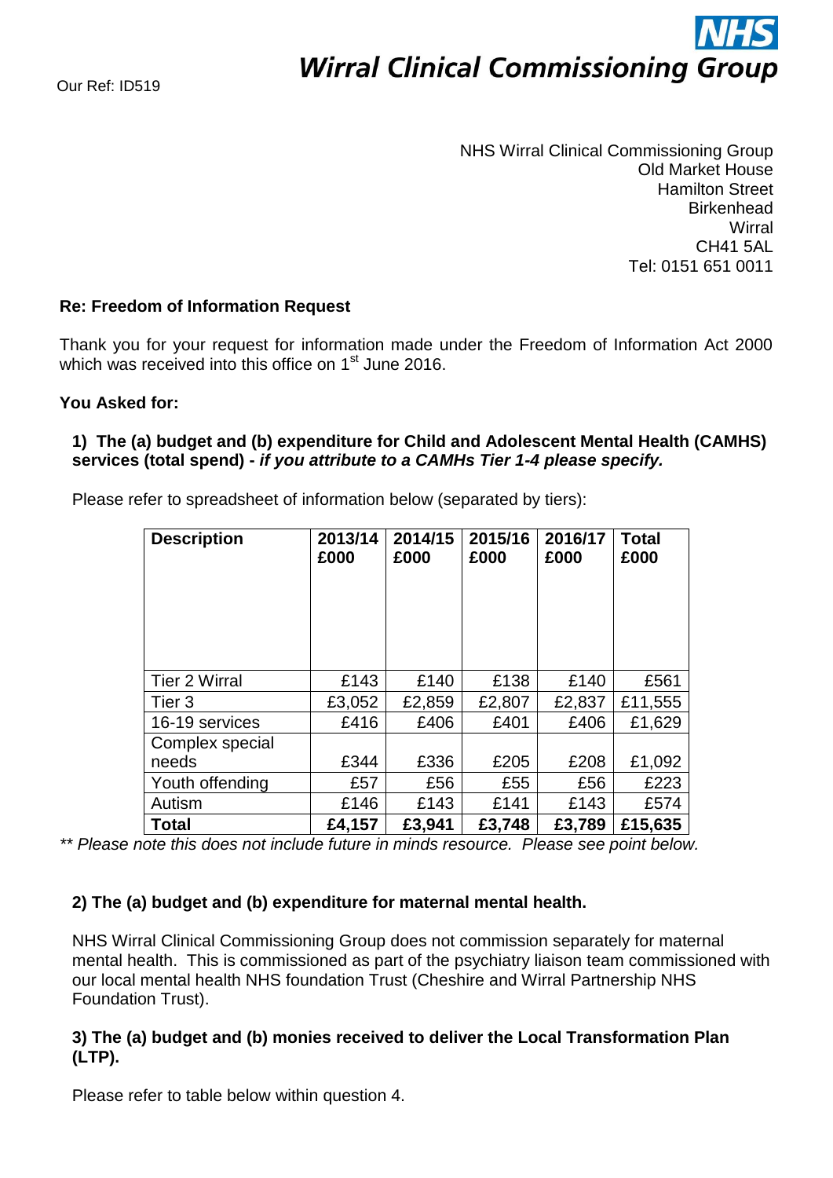Our Ref: ID519

**NHS Wirral Clinical Commissioning Group**

NHS Wirral Clinical Commissioning Group
Old Market House
Hamilton Street
Birkenhead
Wirral
CH41 5AL
Tel: 0151 651 0011

**Re: Freedom of Information Request**

Thank you for your request for information made under the Freedom of Information Act 2000 which was received into this office on 1st June 2016.

**You Asked for:**

**1) The (a) budget and (b) expenditure for Child and Adolescent Mental Health (CAMHS) services (total spend) - *if you attribute to a CAMHs Tier 1-4 please specify.***

Please refer to spreadsheet of information below (separated by tiers):

| Description | 2013/14 £000 | 2014/15 £000 | 2015/16 £000 | 2016/17 £000 | Total £000 |
|---|---|---|---|---|---|
| Tier 2 Wirral | £143 | £140 | £138 | £140 | £561 |
| Tier 3 | £3,052 | £2,859 | £2,807 | £2,837 | £11,555 |
| 16-19 services | £416 | £406 | £401 | £406 | £1,629 |
| Complex special needs | £344 | £336 | £205 | £208 | £1,092 |
| Youth offending | £57 | £56 | £55 | £56 | £223 |
| Autism | £146 | £143 | £141 | £143 | £574 |
| **Total** | **£4,157** | **£3,941** | **£3,748** | **£3,789** | **£15,635** |

*\*\* Please note this does not include future in minds resource. Please see point below.*

**2) The (a) budget and (b) expenditure for maternal mental health.**

NHS Wirral Clinical Commissioning Group does not commission separately for maternal mental health. This is commissioned as part of the psychiatry liaison team commissioned with our local mental health NHS foundation Trust (Cheshire and Wirral Partnership NHS Foundation Trust).

**3) The (a) budget and (b) monies received to deliver the Local Transformation Plan (LTP).**

Please refer to table below within question 4.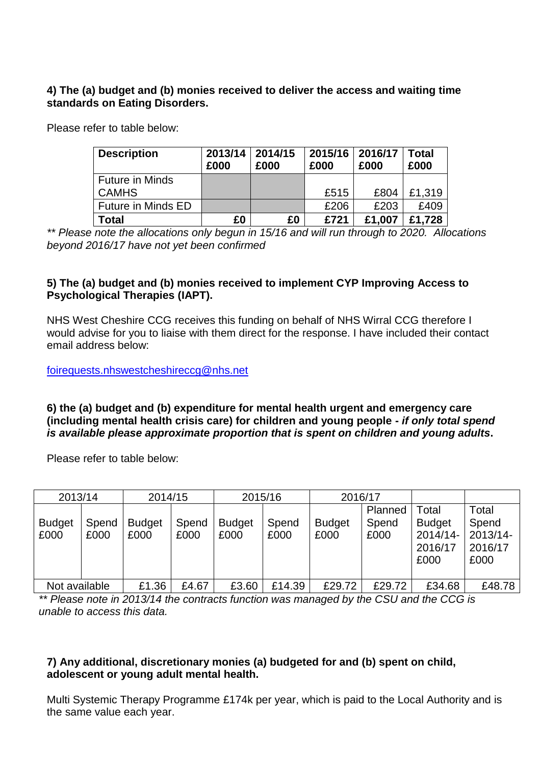**4) The (a) budget and (b) monies received to deliver the access and waiting time standards on Eating Disorders.**

Please refer to table below:

| Description | 2013/14 £000 | 2014/15 £000 | 2015/16 £000 | 2016/17 £000 | Total £000 |
|---|---|---|---|---|---|
| Future in Minds CAMHS | | | £515 | £804 | £1,319 |
| Future in Minds ED | | | £206 | £203 | £409 |
| **Total** | **£0** | **£0** | **£721** | **£1,007** | **£1,728** |

*** Please note the allocations only begun in 15/16 and will run through to 2020. Allocations beyond 2016/17 have not yet been confirmed*

**5) The (a) budget and (b) monies received to implement CYP Improving Access to Psychological Therapies (IAPT).**

NHS West Cheshire CCG receives this funding on behalf of NHS Wirral CCG therefore I would advise for you to liaise with them direct for the response. I have included their contact email address below:

foirequests.nhswestcheshireccg@nhs.net

**6) the (a) budget and (b) expenditure for mental health urgent and emergency care (including mental health crisis care) for children and young people -** ***if only total spend is available please approximate proportion that is spent on children and young adults*****.**

Please refer to table below:

| 2013/14 | | 2014/15 | | 2015/16 | | 2016/17 | | | |
|---|---|---|---|---|---|---|---|---|---|
| Budget £000 | Spend £000 | Budget £000 | Spend £000 | Budget £000 | Spend £000 | Budget £000 | Planned Spend £000 | Total Budget 2014/14-2016/17 £000 | Total Spend 2013/14-2016/17 £000 |
| Not available | | £1.36 | £4.67 | £3.60 | £14.39 | £29.72 | £29.72 | £34.68 | £48.78 |

*** Please note in 2013/14 the contracts function was managed by the CSU and the CCG is unable to access this data.*

**7) Any additional, discretionary monies (a) budgeted for and (b) spent on child, adolescent or young adult mental health.**

Multi Systemic Therapy Programme £174k per year, which is paid to the Local Authority and is the same value each year.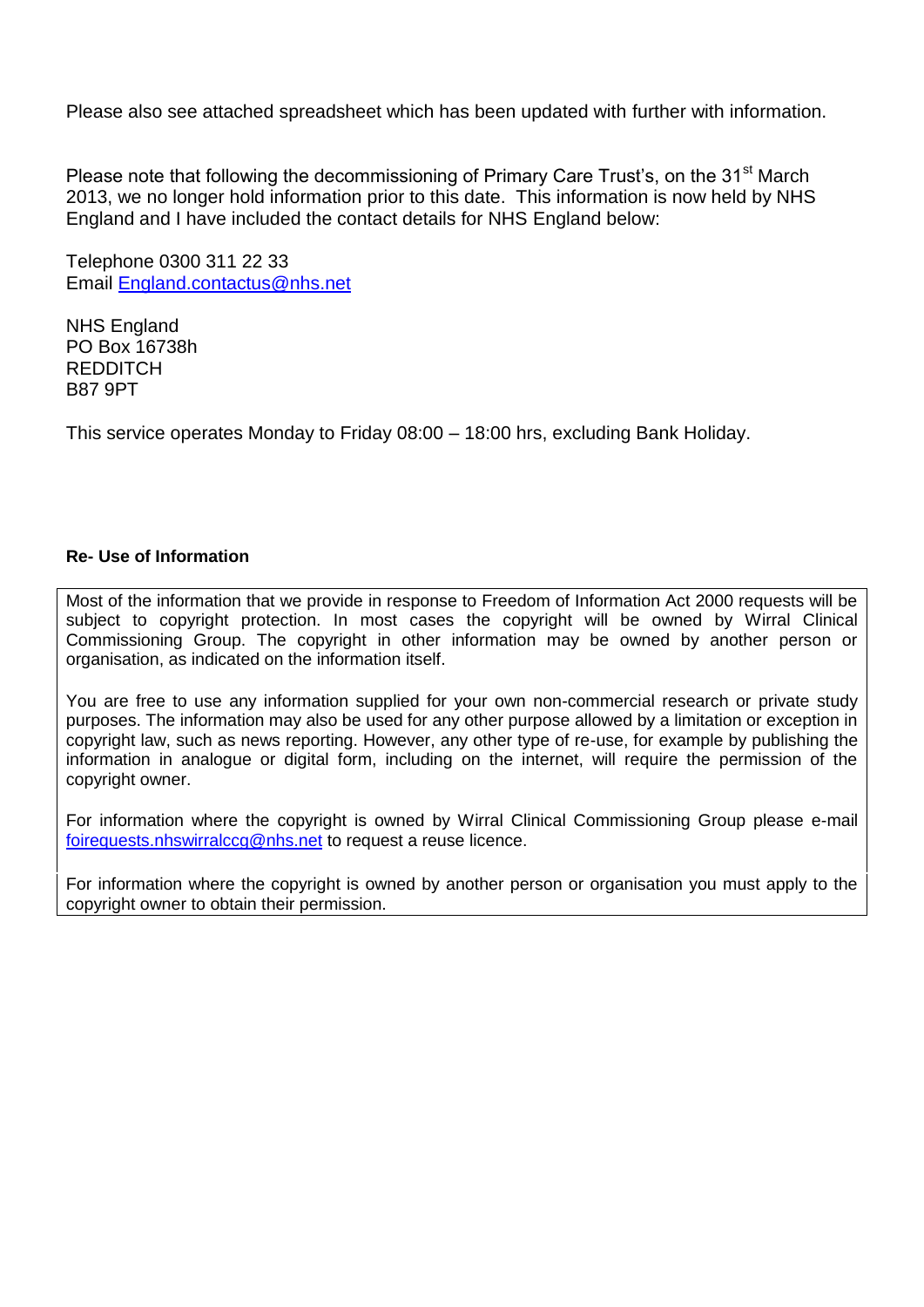Please also see attached spreadsheet which has been updated with further with information.

Please note that following the decommissioning of Primary Care Trust's, on the 31[st] March 2013, we no longer hold information prior to this date. This information is now held by NHS England and I have included the contact details for NHS England below:

Telephone 0300 311 22 33
Email England.contactus@nhs.net

NHS England
PO Box 16738h
REDDITCH
B87 9PT

This service operates Monday to Friday 08:00 – 18:00 hrs, excluding Bank Holiday.

**Re- Use of Information**

Most of the information that we provide in response to Freedom of Information Act 2000 requests will be subject to copyright protection. In most cases the copyright will be owned by Wirral Clinical Commissioning Group. The copyright in other information may be owned by another person or organisation, as indicated on the information itself.

You are free to use any information supplied for your own non-commercial research or private study purposes. The information may also be used for any other purpose allowed by a limitation or exception in copyright law, such as news reporting. However, any other type of re-use, for example by publishing the information in analogue or digital form, including on the internet, will require the permission of the copyright owner.

For information where the copyright is owned by Wirral Clinical Commissioning Group please e-mail foirequests.nhswirralccg@nhs.net to request a reuse licence.

For information where the copyright is owned by another person or organisation you must apply to the copyright owner to obtain their permission.